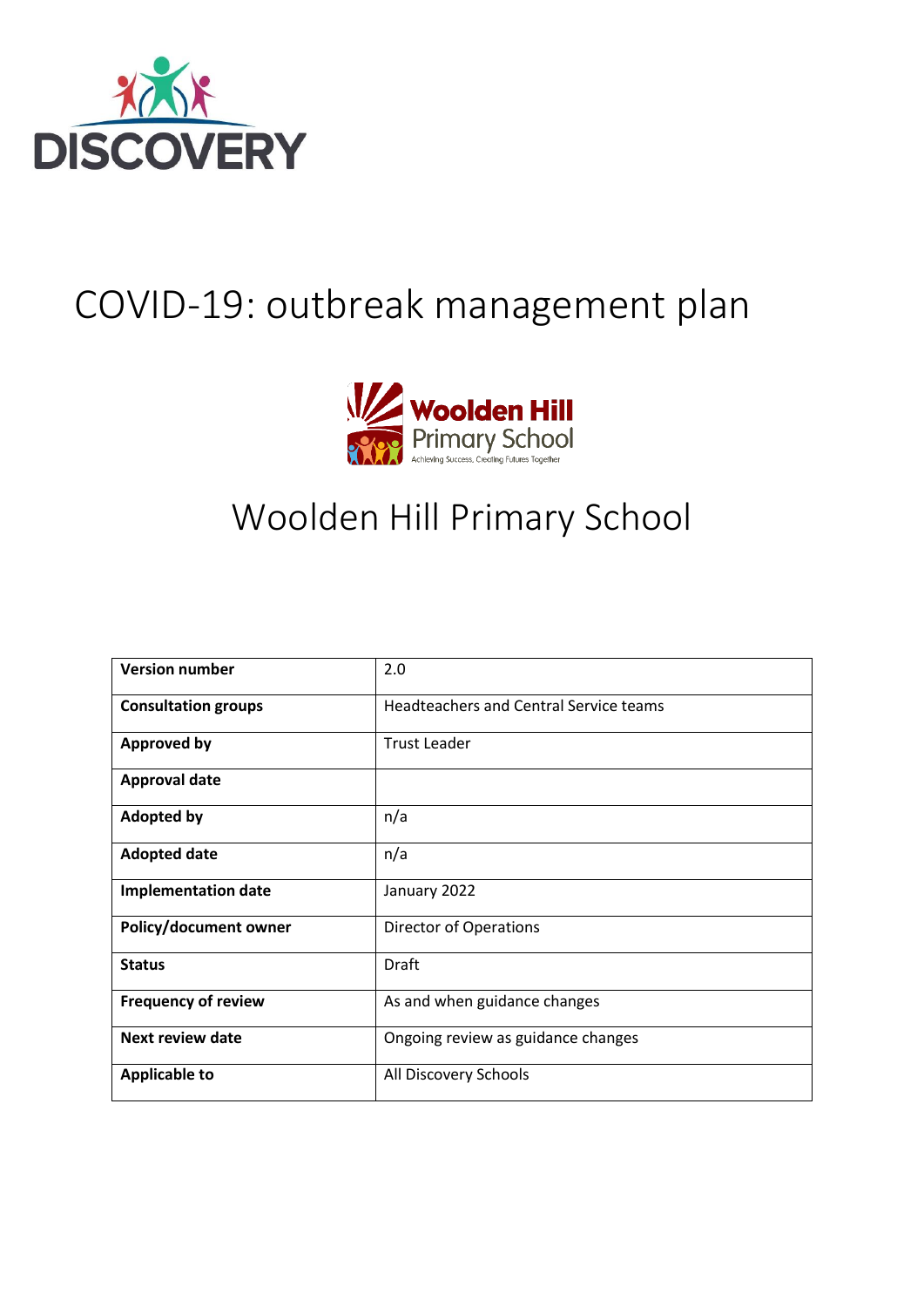DISCOVERY

# COVID-19: outbreak management plan

Woolden Hill Primary School

Achieving Success, Creating Futures Together

## Woolden Hill Primary School

| | |
|---|---|
| **Version number** | 2.0 |
| **Consultation groups** | Headteachers and Central Service teams |
| **Approved by** | Trust Leader |
| **Approval date** | |
| **Adopted by** | n/a |
| **Adopted date** | n/a |
| **Implementation date** | January 2022 |
| **Policy/document owner** | Director of Operations |
| **Status** | Draft |
| **Frequency of review** | As and when guidance changes |
| **Next review date** | Ongoing review as guidance changes |
| **Applicable to** | All Discovery Schools |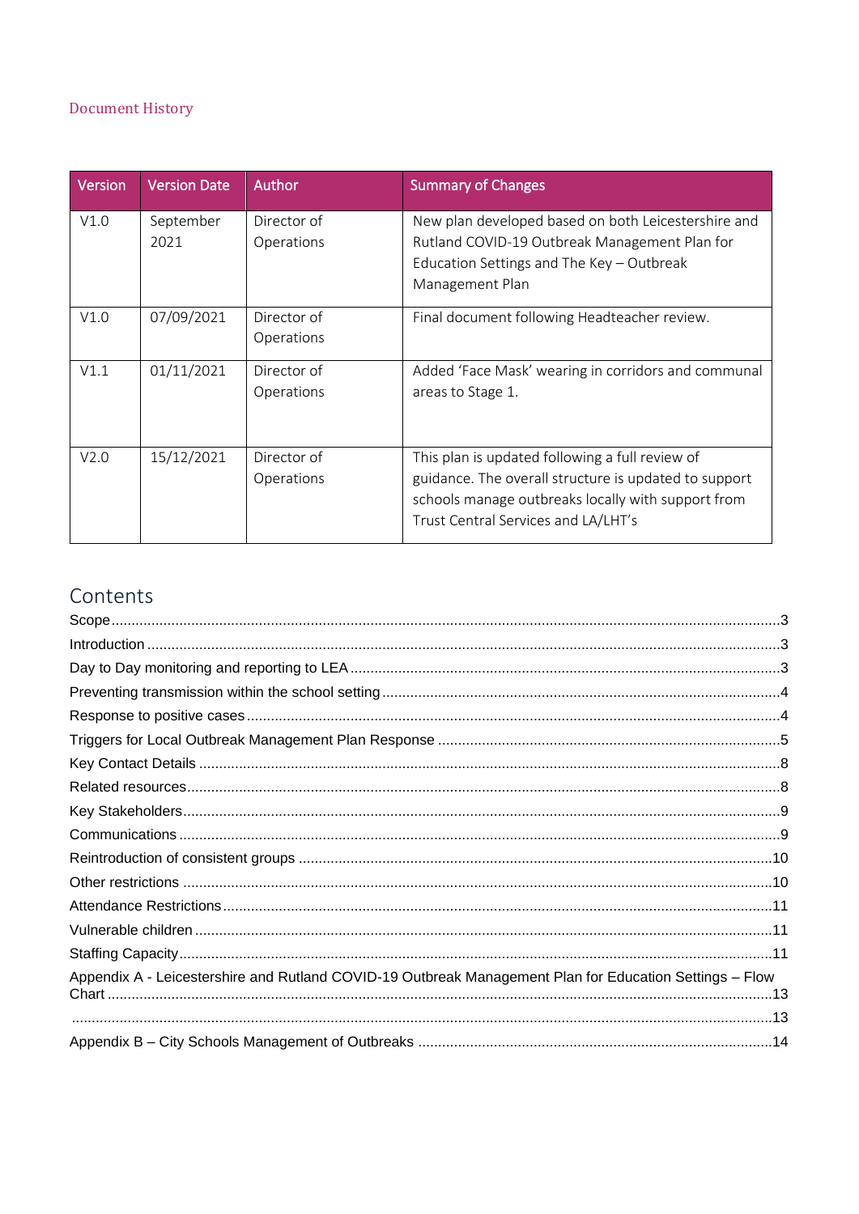## Document History

| Version | Version Date | Author | Summary of Changes |
|---|---|---|---|
| V1.0 | September 2021 | Director of Operations | New plan developed based on both Leicestershire and Rutland COVID-19 Outbreak Management Plan for Education Settings and The Key – Outbreak Management Plan |
| V1.0 | 07/09/2021 | Director of Operations | Final document following Headteacher review. |
| V1.1 | 01/11/2021 | Director of Operations | Added 'Face Mask' wearing in corridors and communal areas to Stage 1. |
| V2.0 | 15/12/2021 | Director of Operations | This plan is updated following a full review of guidance. The overall structure is updated to support schools manage outbreaks locally with support from Trust Central Services and LA/LHT's |

## Contents

Scope .......... 3
Introduction .......... 3
Day to Day monitoring and reporting to LEA .......... 3
Preventing transmission within the school setting .......... 4
Response to positive cases .......... 4
Triggers for Local Outbreak Management Plan Response .......... 5
Key Contact Details .......... 8
Related resources .......... 8
Key Stakeholders .......... 9
Communications .......... 9
Reintroduction of consistent groups .......... 10
Other restrictions .......... 10
Attendance Restrictions .......... 11
Vulnerable children .......... 11
Staffing Capacity .......... 11
Appendix A - Leicestershire and Rutland COVID-19 Outbreak Management Plan for Education Settings – Flow Chart .......... 13
.......... 13
Appendix B – City Schools Management of Outbreaks .......... 14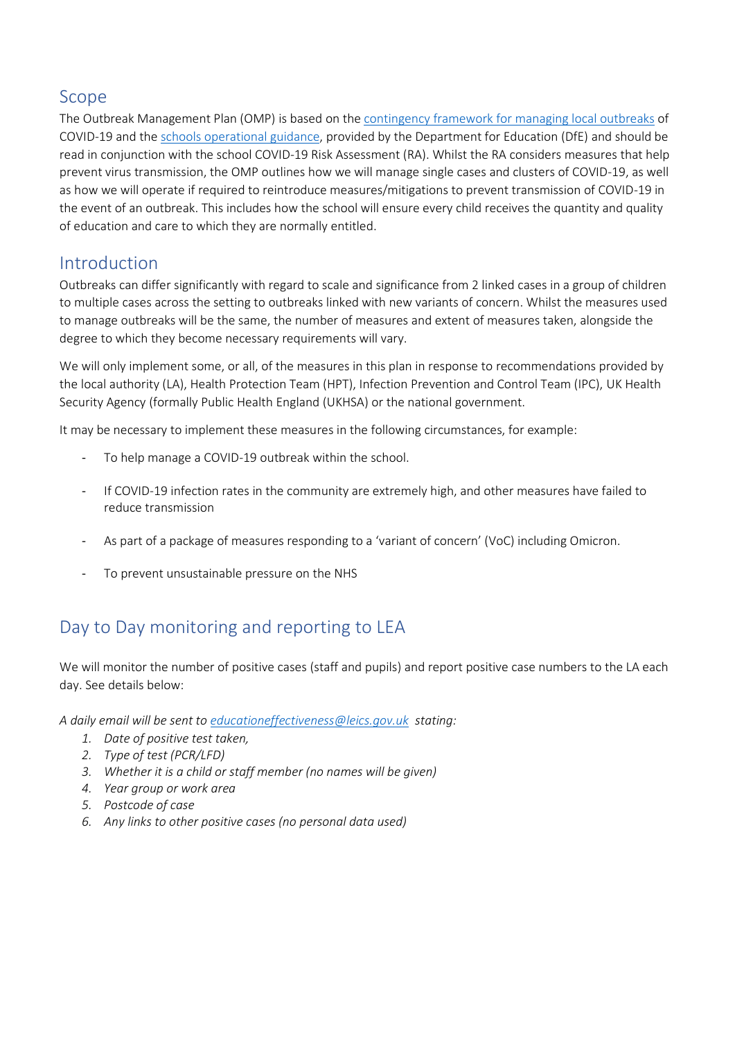## Scope

The Outbreak Management Plan (OMP) is based on the [contingency framework for managing local outbreaks]() of COVID-19 and the [schools operational guidance](), provided by the Department for Education (DfE) and should be read in conjunction with the school COVID-19 Risk Assessment (RA). Whilst the RA considers measures that help prevent virus transmission, the OMP outlines how we will manage single cases and clusters of COVID-19, as well as how we will operate if required to reintroduce measures/mitigations to prevent transmission of COVID-19 in the event of an outbreak. This includes how the school will ensure every child receives the quantity and quality of education and care to which they are normally entitled.

## Introduction

Outbreaks can differ significantly with regard to scale and significance from 2 linked cases in a group of children to multiple cases across the setting to outbreaks linked with new variants of concern. Whilst the measures used to manage outbreaks will be the same, the number of measures and extent of measures taken, alongside the degree to which they become necessary requirements will vary.

We will only implement some, or all, of the measures in this plan in response to recommendations provided by the local authority (LA), Health Protection Team (HPT), Infection Prevention and Control Team (IPC), UK Health Security Agency (formally Public Health England (UKHSA) or the national government.

It may be necessary to implement these measures in the following circumstances, for example:

- To help manage a COVID-19 outbreak within the school.
- If COVID-19 infection rates in the community are extremely high, and other measures have failed to reduce transmission
- As part of a package of measures responding to a 'variant of concern' (VoC) including Omicron.
- To prevent unsustainable pressure on the NHS

## Day to Day monitoring and reporting to LEA

We will monitor the number of positive cases (staff and pupils) and report positive case numbers to the LA each day. See details below:

*A daily email will be sent to [educationeffectiveness@leics.gov.uk](mailto:educationeffectiveness@leics.gov.uk) stating:*

1. *Date of positive test taken,*
2. *Type of test (PCR/LFD)*
3. *Whether it is a child or staff member (no names will be given)*
4. *Year group or work area*
5. *Postcode of case*
6. *Any links to other positive cases (no personal data used)*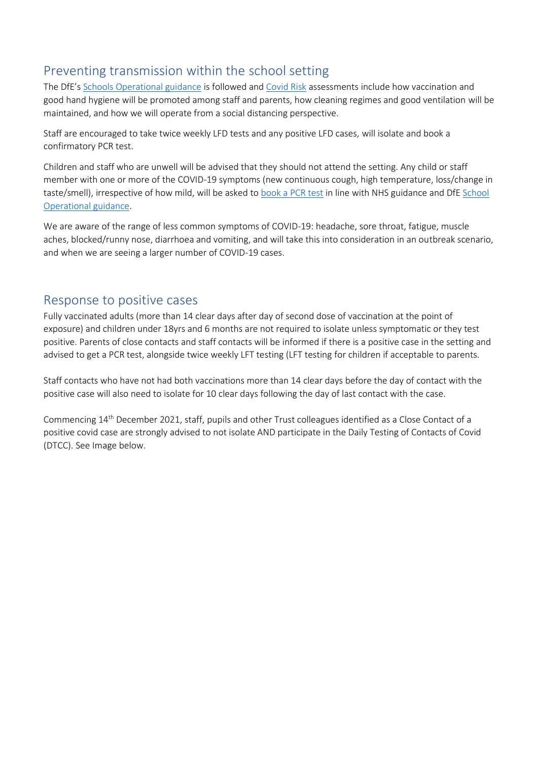## Preventing transmission within the school setting

The DfE's Schools Operational guidance is followed and Covid Risk assessments include how vaccination and good hand hygiene will be promoted among staff and parents, how cleaning regimes and good ventilation will be maintained, and how we will operate from a social distancing perspective.

Staff are encouraged to take twice weekly LFD tests and any positive LFD cases, will isolate and book a confirmatory PCR test.

Children and staff who are unwell will be advised that they should not attend the setting. Any child or staff member with one or more of the COVID-19 symptoms (new continuous cough, high temperature, loss/change in taste/smell), irrespective of how mild, will be asked to book a PCR test in line with NHS guidance and DfE School Operational guidance.

We are aware of the range of less common symptoms of COVID-19: headache, sore throat, fatigue, muscle aches, blocked/runny nose, diarrhoea and vomiting, and will take this into consideration in an outbreak scenario, and when we are seeing a larger number of COVID-19 cases.

## Response to positive cases

Fully vaccinated adults (more than 14 clear days after day of second dose of vaccination at the point of exposure) and children under 18yrs and 6 months are not required to isolate unless symptomatic or they test positive. Parents of close contacts and staff contacts will be informed if there is a positive case in the setting and advised to get a PCR test, alongside twice weekly LFT testing (LFT testing for children if acceptable to parents.

Staff contacts who have not had both vaccinations more than 14 clear days before the day of contact with the positive case will also need to isolate for 10 clear days following the day of last contact with the case.

Commencing 14th December 2021, staff, pupils and other Trust colleagues identified as a Close Contact of a positive covid case are strongly advised to not isolate AND participate in the Daily Testing of Contacts of Covid (DTCC). See Image below.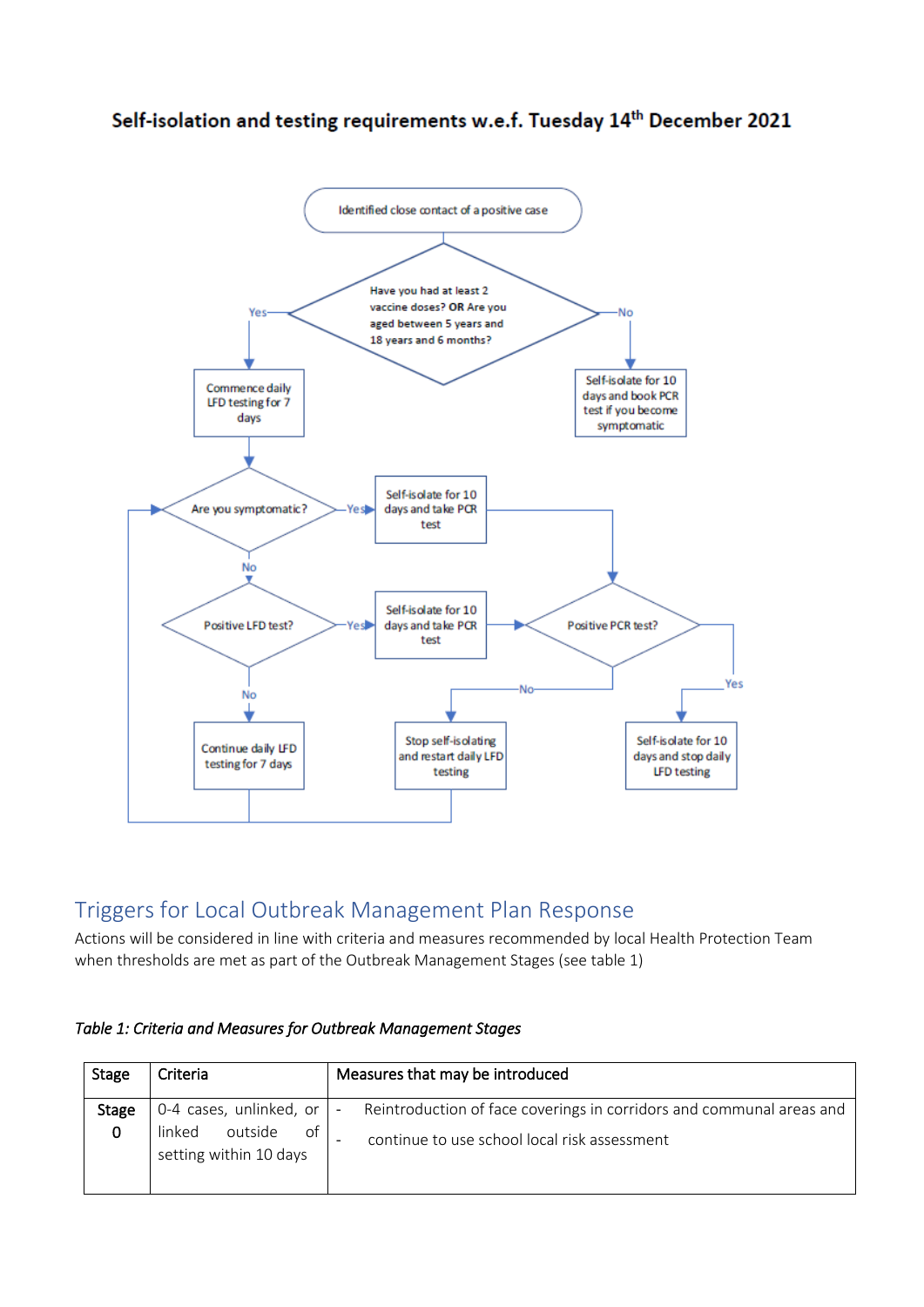## Self-isolation and testing requirements w.e.f. Tuesday 14th December 2021

Identified close contact of a positive case

Have you had at least 2 vaccine doses? **OR** Are you aged between 5 years and 18 years and 6 months?

Yes

Commence daily LFD testing for 7 days

No

Self-isolate for 10 days and book PCR test if you become symptomatic

Are you symptomatic?

Yes

Self-isolate for 10 days and take PCR test

No

Positive LFD test?

Yes

Self-isolate for 10 days and take PCR test

Positive PCR test?

No

Continue daily LFD testing for 7 days

No

Stop self-isolating and restart daily LFD testing

Yes

Self-isolate for 10 days and stop daily LFD testing

## Triggers for Local Outbreak Management Plan Response

Actions will be considered in line with criteria and measures recommended by local Health Protection Team when thresholds are met as part of the Outbreak Management Stages (see table 1)

*Table 1: Criteria and Measures for Outbreak Management Stages*

| Stage | Criteria | Measures that may be introduced |
|---|---|---|
| Stage 0 | 0-4 cases, unlinked, or linked outside of setting within 10 days | - Reintroduction of face coverings in corridors and communal areas and<br>- continue to use school local risk assessment |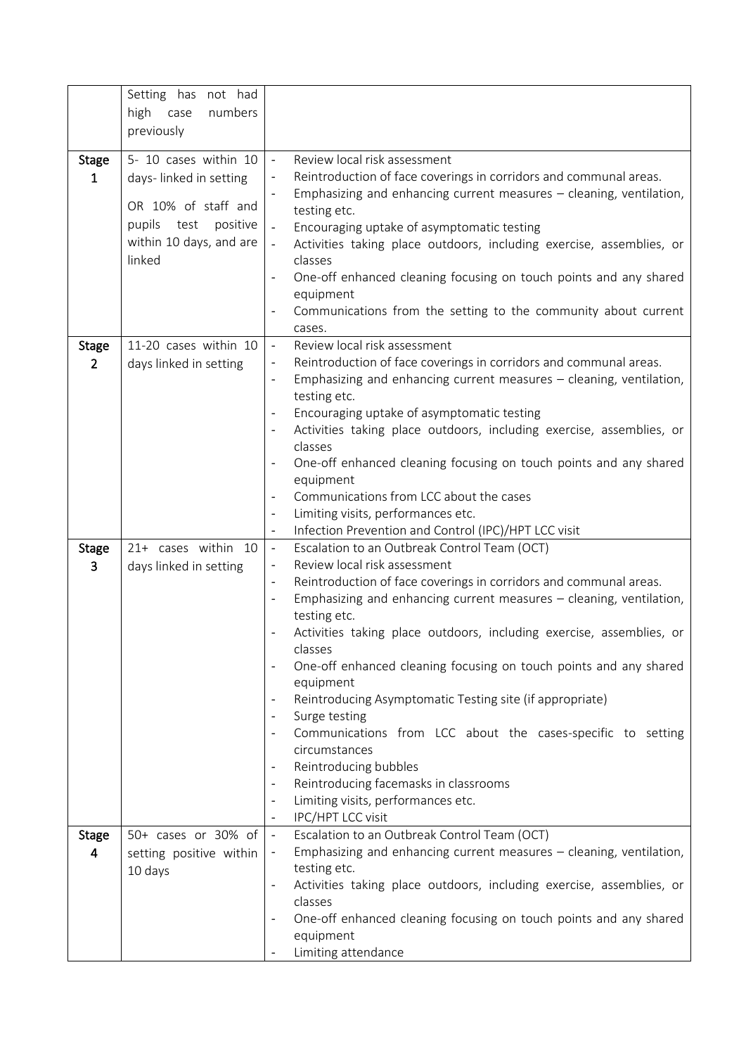| | | |
|---|---|---|
| | Setting has not had high case numbers previously | |
| **Stage 1** | 5- 10 cases within 10 days- linked in setting<br><br>OR 10% of staff and pupils test positive within 10 days, and are linked | - Review local risk assessment<br>- Reintroduction of face coverings in corridors and communal areas.<br>- Emphasizing and enhancing current measures – cleaning, ventilation, testing etc.<br>- Encouraging uptake of asymptomatic testing<br>- Activities taking place outdoors, including exercise, assemblies, or classes<br>- One-off enhanced cleaning focusing on touch points and any shared equipment<br>- Communications from the setting to the community about current cases. |
| **Stage 2** | 11-20 cases within 10 days linked in setting | - Review local risk assessment<br>- Reintroduction of face coverings in corridors and communal areas.<br>- Emphasizing and enhancing current measures – cleaning, ventilation, testing etc.<br>- Encouraging uptake of asymptomatic testing<br>- Activities taking place outdoors, including exercise, assemblies, or classes<br>- One-off enhanced cleaning focusing on touch points and any shared equipment<br>- Communications from LCC about the cases<br>- Limiting visits, performances etc.<br>- Infection Prevention and Control (IPC)/HPT LCC visit |
| **Stage 3** | 21+ cases within 10 days linked in setting | - Escalation to an Outbreak Control Team (OCT)<br>- Review local risk assessment<br>- Reintroduction of face coverings in corridors and communal areas.<br>- Emphasizing and enhancing current measures – cleaning, ventilation, testing etc.<br>- Activities taking place outdoors, including exercise, assemblies, or classes<br>- One-off enhanced cleaning focusing on touch points and any shared equipment<br>- Reintroducing Asymptomatic Testing site (if appropriate)<br>- Surge testing<br>- Communications from LCC about the cases-specific to setting circumstances<br>- Reintroducing bubbles<br>- Reintroducing facemasks in classrooms<br>- Limiting visits, performances etc.<br>- IPC/HPT LCC visit |
| **Stage 4** | 50+ cases or 30% of setting positive within 10 days | - Escalation to an Outbreak Control Team (OCT)<br>- Emphasizing and enhancing current measures – cleaning, ventilation, testing etc.<br>- Activities taking place outdoors, including exercise, assemblies, or classes<br>- One-off enhanced cleaning focusing on touch points and any shared equipment<br>- Limiting attendance |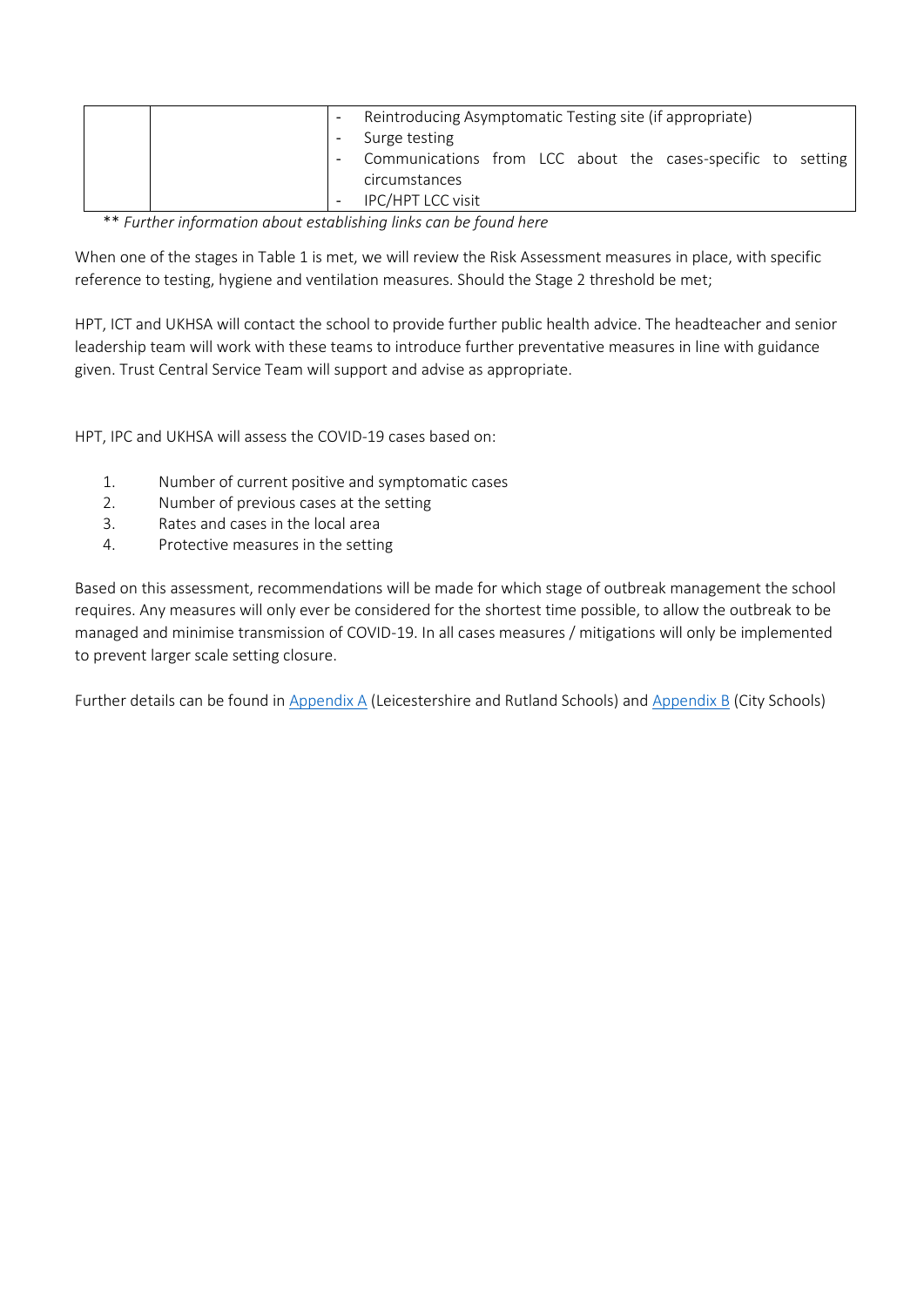| | | - Reintroducing Asymptomatic Testing site (if appropriate)<br>- Surge testing<br>- Communications from LCC about the cases-specific to setting circumstances<br>- IPC/HPT LCC visit |
|---|---|---|

** *Further information about establishing links can be found here*

When one of the stages in Table 1 is met, we will review the Risk Assessment measures in place, with specific reference to testing, hygiene and ventilation measures. Should the Stage 2 threshold be met;

HPT, ICT and UKHSA will contact the school to provide further public health advice. The headteacher and senior leadership team will work with these teams to introduce further preventative measures in line with guidance given. Trust Central Service Team will support and advise as appropriate.

HPT, IPC and UKHSA will assess the COVID-19 cases based on:

1. Number of current positive and symptomatic cases
2. Number of previous cases at the setting
3. Rates and cases in the local area
4. Protective measures in the setting

Based on this assessment, recommendations will be made for which stage of outbreak management the school requires. Any measures will only ever be considered for the shortest time possible, to allow the outbreak to be managed and minimise transmission of COVID-19. In all cases measures / mitigations will only be implemented to prevent larger scale setting closure.

Further details can be found in Appendix A (Leicestershire and Rutland Schools) and Appendix B (City Schools)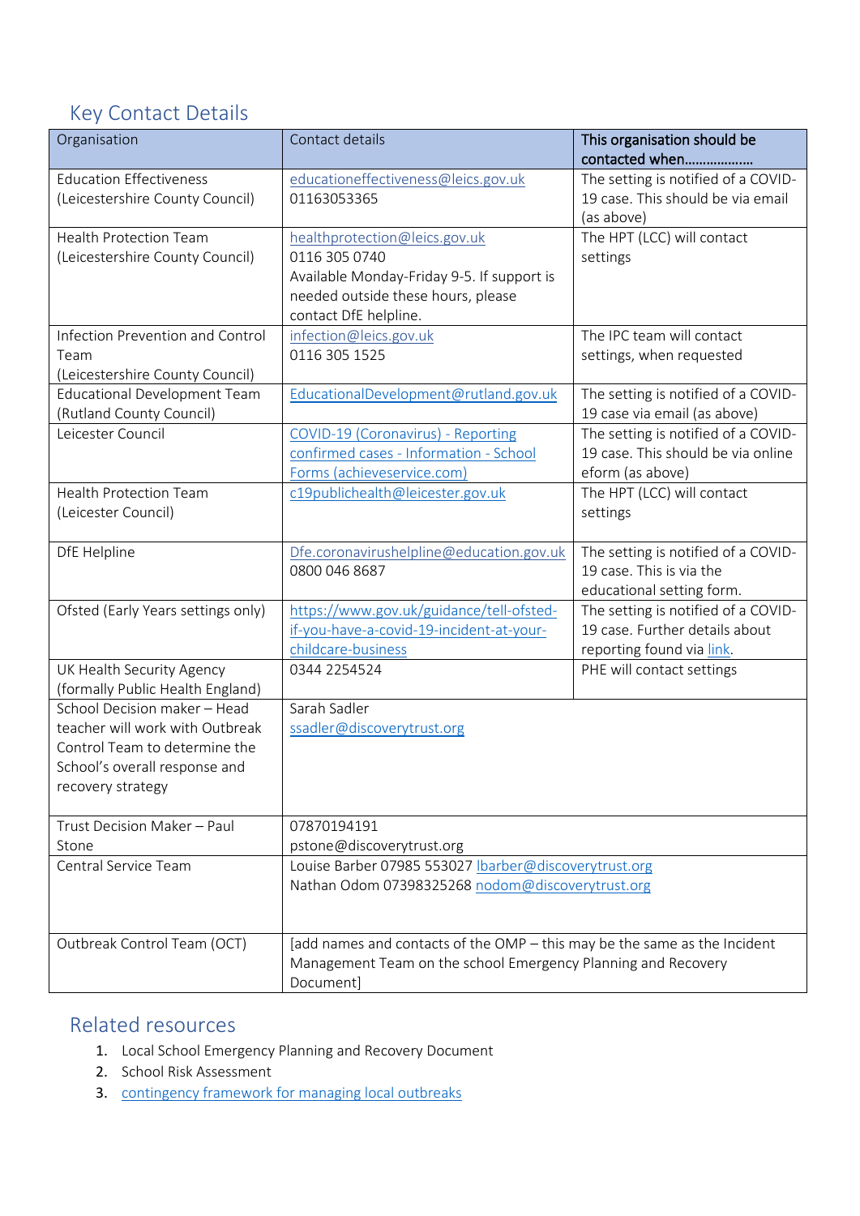## Key Contact Details

| Organisation | Contact details | This organisation should be contacted when……………… |
|---|---|---|
| Education Effectiveness (Leicestershire County Council) | educationeffectiveness@leics.gov.uk 01163053365 | The setting is notified of a COVID-19 case. This should be via email (as above) |
| Health Protection Team (Leicestershire County Council) | healthprotection@leics.gov.uk 0116 305 0740 Available Monday-Friday 9-5. If support is needed outside these hours, please contact DfE helpline. | The HPT (LCC) will contact settings |
| Infection Prevention and Control Team (Leicestershire County Council) | infection@leics.gov.uk 0116 305 1525 | The IPC team will contact settings, when requested |
| Educational Development Team (Rutland County Council) | EducationalDevelopment@rutland.gov.uk | The setting is notified of a COVID-19 case via email (as above) |
| Leicester Council | COVID-19 (Coronavirus) - Reporting confirmed cases - Information - School Forms (achieveservice.com) | The setting is notified of a COVID-19 case. This should be via online eform (as above) |
| Health Protection Team (Leicester Council) | c19publichealth@leicester.gov.uk | The HPT (LCC) will contact settings |
| DfE Helpline | Dfe.coronavirushelpline@education.gov.uk 0800 046 8687 | The setting is notified of a COVID-19 case. This is via the educational setting form. |
| Ofsted (Early Years settings only) | https://www.gov.uk/guidance/tell-ofsted-if-you-have-a-covid-19-incident-at-your-childcare-business | The setting is notified of a COVID-19 case. Further details about reporting found via link. |
| UK Health Security Agency (formally Public Health England) | 0344 2254524 | PHE will contact settings |
| School Decision maker – Head teacher will work with Outbreak Control Team to determine the School's overall response and recovery strategy | Sarah Sadler ssadler@discoverytrust.org | |
| Trust Decision Maker – Paul Stone | 07870194191 pstone@discoverytrust.org | |
| Central Service Team | Louise Barber 07985 553027 lbarber@discoverytrust.org Nathan Odom 07398325268 nodom@discoverytrust.org | |
| Outbreak Control Team (OCT) | [add names and contacts of the OMP – this may be the same as the Incident Management Team on the school Emergency Planning and Recovery Document] | |

## Related resources

1. Local School Emergency Planning and Recovery Document
2. School Risk Assessment
3. contingency framework for managing local outbreaks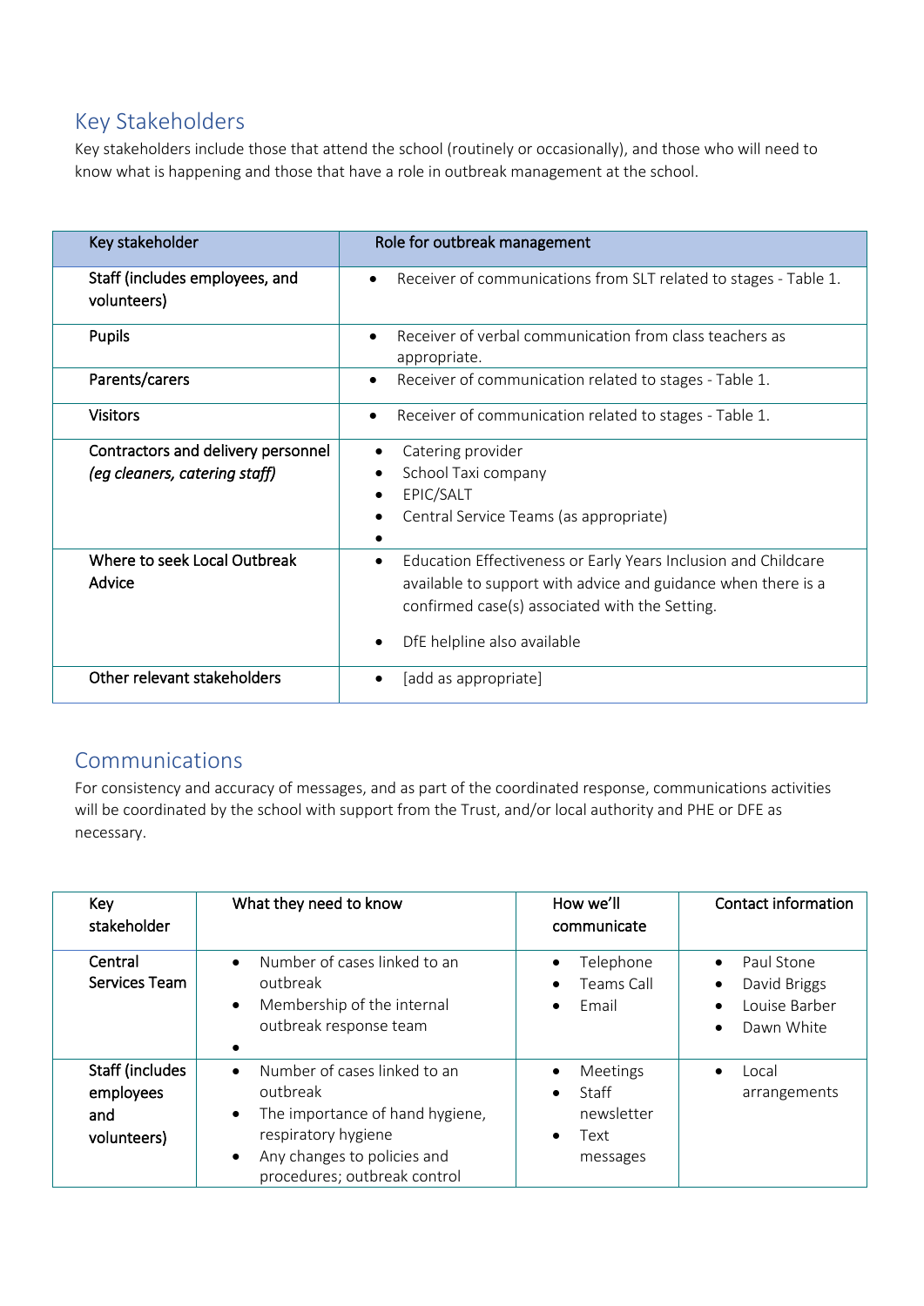## Key Stakeholders

Key stakeholders include those that attend the school (routinely or occasionally), and those who will need to know what is happening and those that have a role in outbreak management at the school.

| Key stakeholder | Role for outbreak management |
| --- | --- |
| Staff (includes employees, and volunteers) | • Receiver of communications from SLT related to stages - Table 1. |
| Pupils | • Receiver of verbal communication from class teachers as appropriate. |
| Parents/carers | • Receiver of communication related to stages - Table 1. |
| Visitors | • Receiver of communication related to stages - Table 1. |
| Contractors and delivery personnel *(eg cleaners, catering staff)* | • Catering provider<br>• School Taxi company<br>• EPIC/SALT<br>• Central Service Teams (as appropriate)<br>• |
| Where to seek Local Outbreak Advice | • Education Effectiveness or Early Years Inclusion and Childcare available to support with advice and guidance when there is a confirmed case(s) associated with the Setting.<br>• DfE helpline also available |
| Other relevant stakeholders | • [add as appropriate] |

## Communications

For consistency and accuracy of messages, and as part of the coordinated response, communications activities will be coordinated by the school with support from the Trust, and/or local authority and PHE or DFE as necessary.

| Key stakeholder | What they need to know | How we'll communicate | Contact information |
| --- | --- | --- | --- |
| Central Services Team | • Number of cases linked to an outbreak<br>• Membership of the internal outbreak response team<br>• | • Telephone<br>• Teams Call<br>• Email | • Paul Stone<br>• David Briggs<br>• Louise Barber<br>• Dawn White |
| Staff (includes employees and volunteers) | • Number of cases linked to an outbreak<br>• The importance of hand hygiene, respiratory hygiene<br>• Any changes to policies and procedures; outbreak control | • Meetings<br>• Staff newsletter<br>• Text messages | • Local arrangements |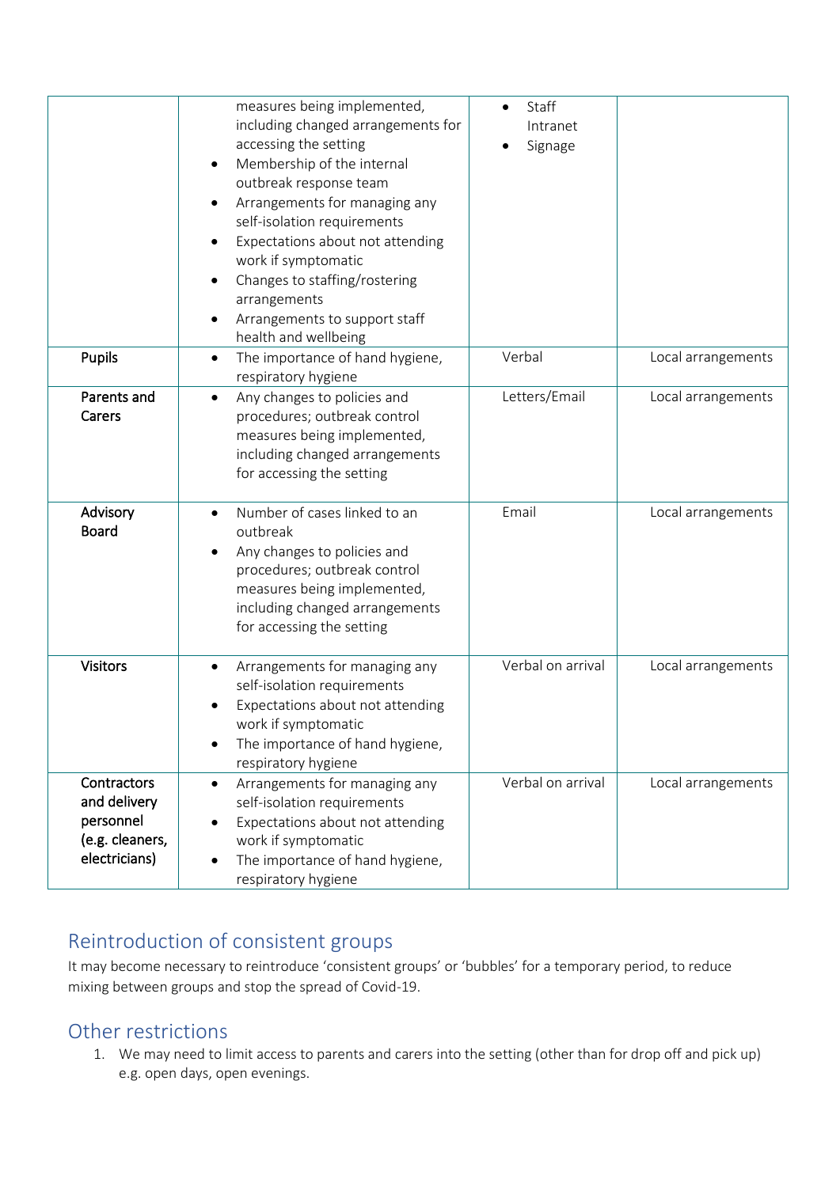| | | | |
|---|---|---|---|
| | measures being implemented, including changed arrangements for accessing the setting<br>• Membership of the internal outbreak response team<br>• Arrangements for managing any self-isolation requirements<br>• Expectations about not attending work if symptomatic<br>• Changes to staffing/rostering arrangements<br>• Arrangements to support staff health and wellbeing | • Staff Intranet<br>• Signage | |
| **Pupils** | • The importance of hand hygiene, respiratory hygiene | Verbal | Local arrangements |
| **Parents and Carers** | • Any changes to policies and procedures; outbreak control measures being implemented, including changed arrangements for accessing the setting | Letters/Email | Local arrangements |
| **Advisory Board** | • Number of cases linked to an outbreak<br>• Any changes to policies and procedures; outbreak control measures being implemented, including changed arrangements for accessing the setting | Email | Local arrangements |
| **Visitors** | • Arrangements for managing any self-isolation requirements<br>• Expectations about not attending work if symptomatic<br>• The importance of hand hygiene, respiratory hygiene | Verbal on arrival | Local arrangements |
| **Contractors and delivery personnel (e.g. cleaners, electricians)** | • Arrangements for managing any self-isolation requirements<br>• Expectations about not attending work if symptomatic<br>• The importance of hand hygiene, respiratory hygiene | Verbal on arrival | Local arrangements |

## Reintroduction of consistent groups

It may become necessary to reintroduce 'consistent groups' or 'bubbles' for a temporary period, to reduce mixing between groups and stop the spread of Covid-19.

## Other restrictions

1. We may need to limit access to parents and carers into the setting (other than for drop off and pick up) e.g. open days, open evenings.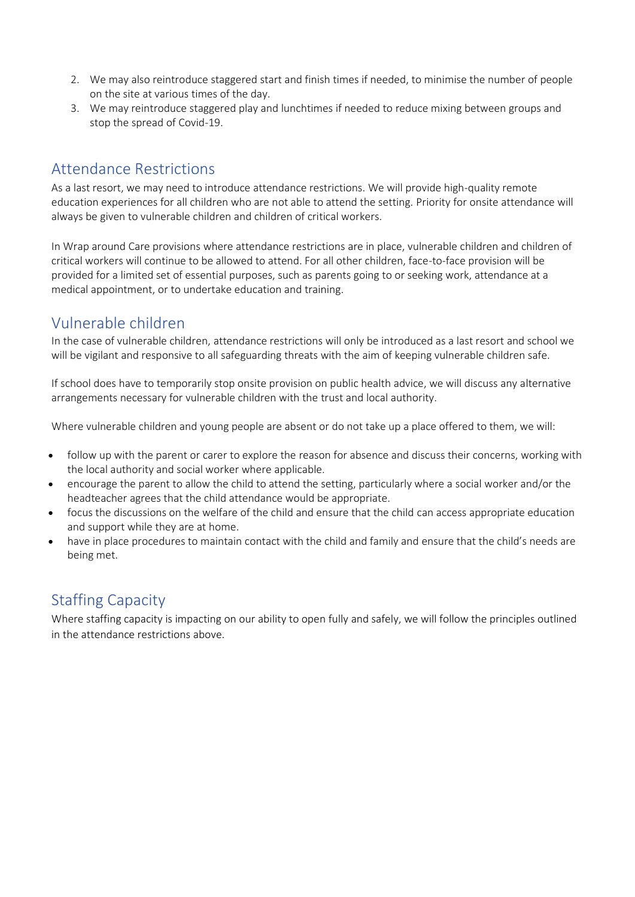2. We may also reintroduce staggered start and finish times if needed, to minimise the number of people on the site at various times of the day.
3. We may reintroduce staggered play and lunchtimes if needed to reduce mixing between groups and stop the spread of Covid-19.

## Attendance Restrictions

As a last resort, we may need to introduce attendance restrictions. We will provide high-quality remote education experiences for all children who are not able to attend the setting. Priority for onsite attendance will always be given to vulnerable children and children of critical workers.

In Wrap around Care provisions where attendance restrictions are in place, vulnerable children and children of critical workers will continue to be allowed to attend. For all other children, face-to-face provision will be provided for a limited set of essential purposes, such as parents going to or seeking work, attendance at a medical appointment, or to undertake education and training.

## Vulnerable children

In the case of vulnerable children, attendance restrictions will only be introduced as a last resort and school we will be vigilant and responsive to all safeguarding threats with the aim of keeping vulnerable children safe.

If school does have to temporarily stop onsite provision on public health advice, we will discuss any alternative arrangements necessary for vulnerable children with the trust and local authority.

Where vulnerable children and young people are absent or do not take up a place offered to them, we will:

- follow up with the parent or carer to explore the reason for absence and discuss their concerns, working with the local authority and social worker where applicable.
- encourage the parent to allow the child to attend the setting, particularly where a social worker and/or the headteacher agrees that the child attendance would be appropriate.
- focus the discussions on the welfare of the child and ensure that the child can access appropriate education and support while they are at home.
- have in place procedures to maintain contact with the child and family and ensure that the child's needs are being met.

## Staffing Capacity

Where staffing capacity is impacting on our ability to open fully and safely, we will follow the principles outlined in the attendance restrictions above.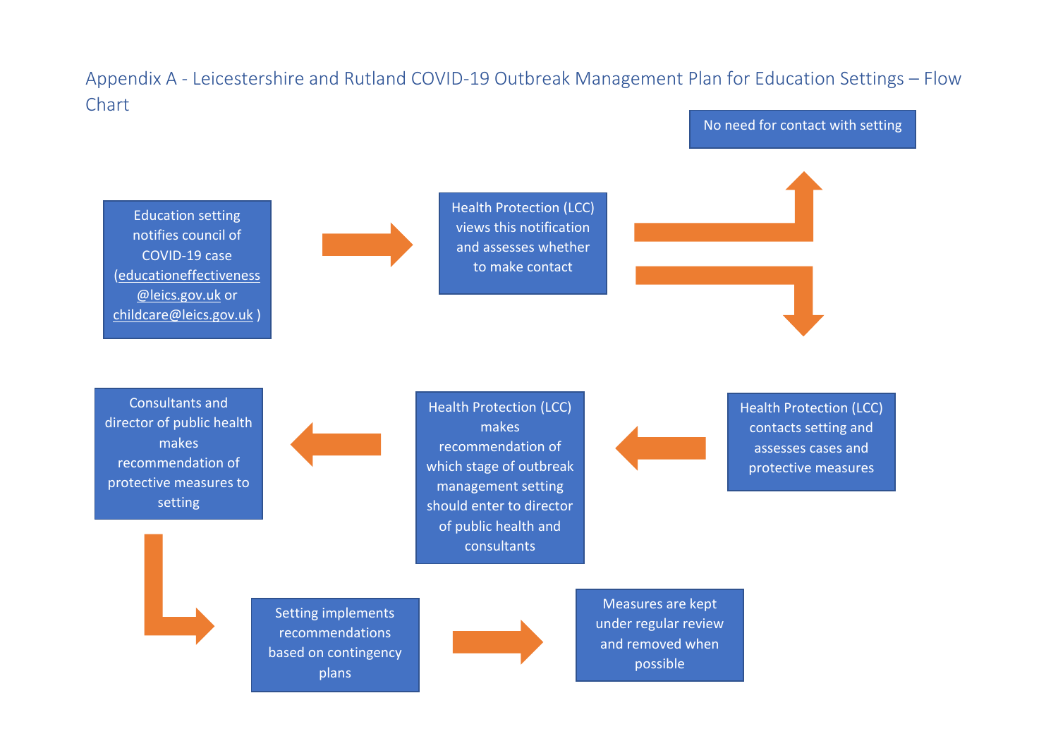# Appendix A - Leicestershire and Rutland COVID-19 Outbreak Management Plan for Education Settings – Flow Chart

Education setting notifies council of COVID-19 case (educationeffectiveness@leics.gov.uk or childcare@leics.gov.uk )

→ Health Protection (LCC) views this notification and assesses whether to make contact

→ No need for contact with setting

→ Health Protection (LCC) contacts setting and assesses cases and protective measures

→ Health Protection (LCC) makes recommendation of which stage of outbreak management setting should enter to director of public health and consultants

→ Consultants and director of public health makes recommendation of protective measures to setting

→ Setting implements recommendations based on contingency plans

→ Measures are kept under regular review and removed when possible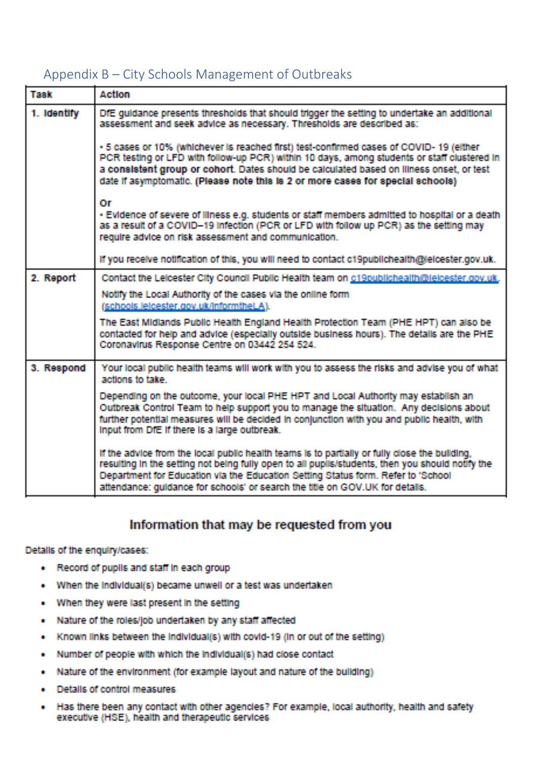## Appendix B – City Schools Management of Outbreaks

| Task | Action |
|---|---|
| **1. Identify** | DfE guidance presents thresholds that should trigger the setting to undertake an additional assessment and seek advice as necessary. Thresholds are described as:<br><br>• 5 cases or 10% (whichever is reached first) test-confirmed cases of COVID- 19 (either PCR testing or LFD with follow-up PCR) within 10 days, among students or staff clustered in a **consistent group or cohort**. Dates should be calculated based on illness onset, or test date if asymptomatic. **(Please note this is 2 or more cases for special schools)**<br><br>**Or**<br>• Evidence of severe of illness e.g. students or staff members admitted to hospital or a death as a result of a COVID–19 infection (PCR or LFD with follow up PCR) as the setting may require advice on risk assessment and communication.<br><br>If you receive notification of this, you will need to contact c19publichealth@leicester.gov.uk. |
| **2. Report** | Contact the Leicester City Council Public Health team on c19publichealth@leicester.gov.uk.<br>Notify the Local Authority of the cases via the online form (schools.leicester.gov.uk/informtheLA).<br>The East Midlands Public Health England Health Protection Team (PHE HPT) can also be contacted for help and advice (especially outside business hours). The details are the PHE Coronavirus Response Centre on 03442 254 524. |
| **3. Respond** | Your local public health teams will work with you to assess the risks and advise you of what actions to take.<br>Depending on the outcome, your local PHE HPT and Local Authority may establish an Outbreak Control Team to help support you to manage the situation. Any decisions about further potential measures will be decided in conjunction with you and public health, with input from DfE if there is a large outbreak.<br><br>If the advice from the local public health teams is to partially or fully close the building, resulting in the setting not being fully open to all pupils/students, then you should notify the Department for Education via the Education Setting Status form. Refer to 'School attendance: guidance for schools' or search the title on GOV.UK for details. |

### Information that may be requested from you

Details of the enquiry/cases:

- Record of pupils and staff in each group
- When the individual(s) became unwell or a test was undertaken
- When they were last present in the setting
- Nature of the roles/job undertaken by any staff affected
- Known links between the individual(s) with covid-19 (in or out of the setting)
- Number of people with which the individual(s) had close contact
- Nature of the environment (for example layout and nature of the building)
- Details of control measures
- Has there been any contact with other agencies? For example, local authority, health and safety executive (HSE), health and therapeutic services